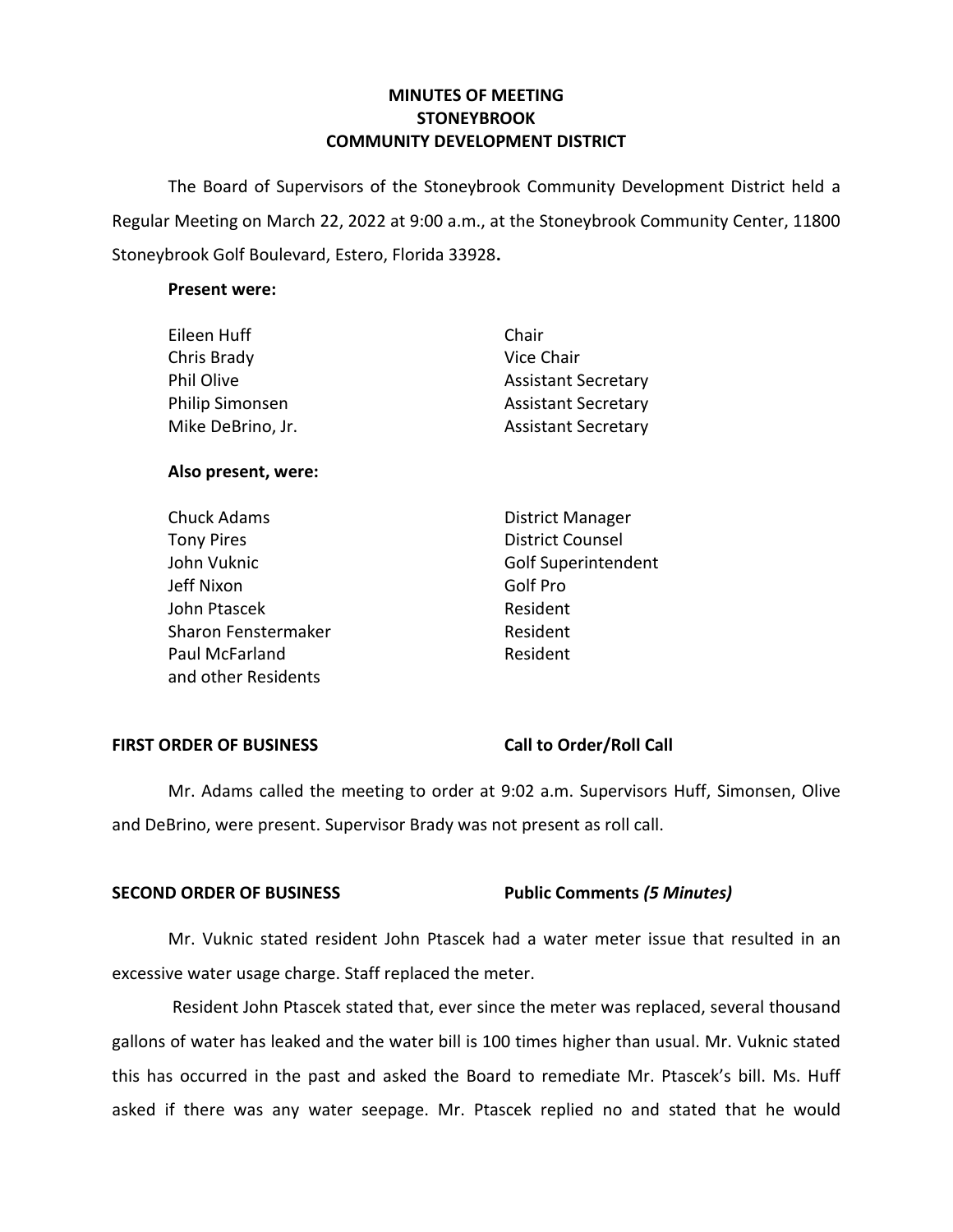# MINUTES OF MEETING
# STONEYBROOK
# COMMUNITY DEVELOPMENT DISTRICT

The Board of Supervisors of the Stoneybrook Community Development District held a Regular Meeting on March 22, 2022 at 9:00 a.m., at the Stoneybrook Community Center, 11800 Stoneybrook Golf Boulevard, Estero, Florida 33928**.**

**Present were:**

| | |
|---|---|
| Eileen Huff | Chair |
| Chris Brady | Vice Chair |
| Phil Olive | Assistant Secretary |
| Philip Simonsen | Assistant Secretary |
| Mike DeBrino, Jr. | Assistant Secretary |

**Also present, were:**

| | |
|---|---|
| Chuck Adams | District Manager |
| Tony Pires | District Counsel |
| John Vuknic | Golf Superintendent |
| Jeff Nixon | Golf Pro |
| John Ptascek | Resident |
| Sharon Fenstermaker | Resident |
| Paul McFarland | Resident |
| and other Residents | |

**FIRST ORDER OF BUSINESS** **Call to Order/Roll Call**

Mr. Adams called the meeting to order at 9:02 a.m. Supervisors Huff, Simonsen, Olive and DeBrino, were present. Supervisor Brady was not present as roll call.

**SECOND ORDER OF BUSINESS** **Public Comments *(5 Minutes)***

Mr. Vuknic stated resident John Ptascek had a water meter issue that resulted in an excessive water usage charge. Staff replaced the meter.

Resident John Ptascek stated that, ever since the meter was replaced, several thousand gallons of water has leaked and the water bill is 100 times higher than usual. Mr. Vuknic stated this has occurred in the past and asked the Board to remediate Mr. Ptascek's bill. Ms. Huff asked if there was any water seepage. Mr. Ptascek replied no and stated that he would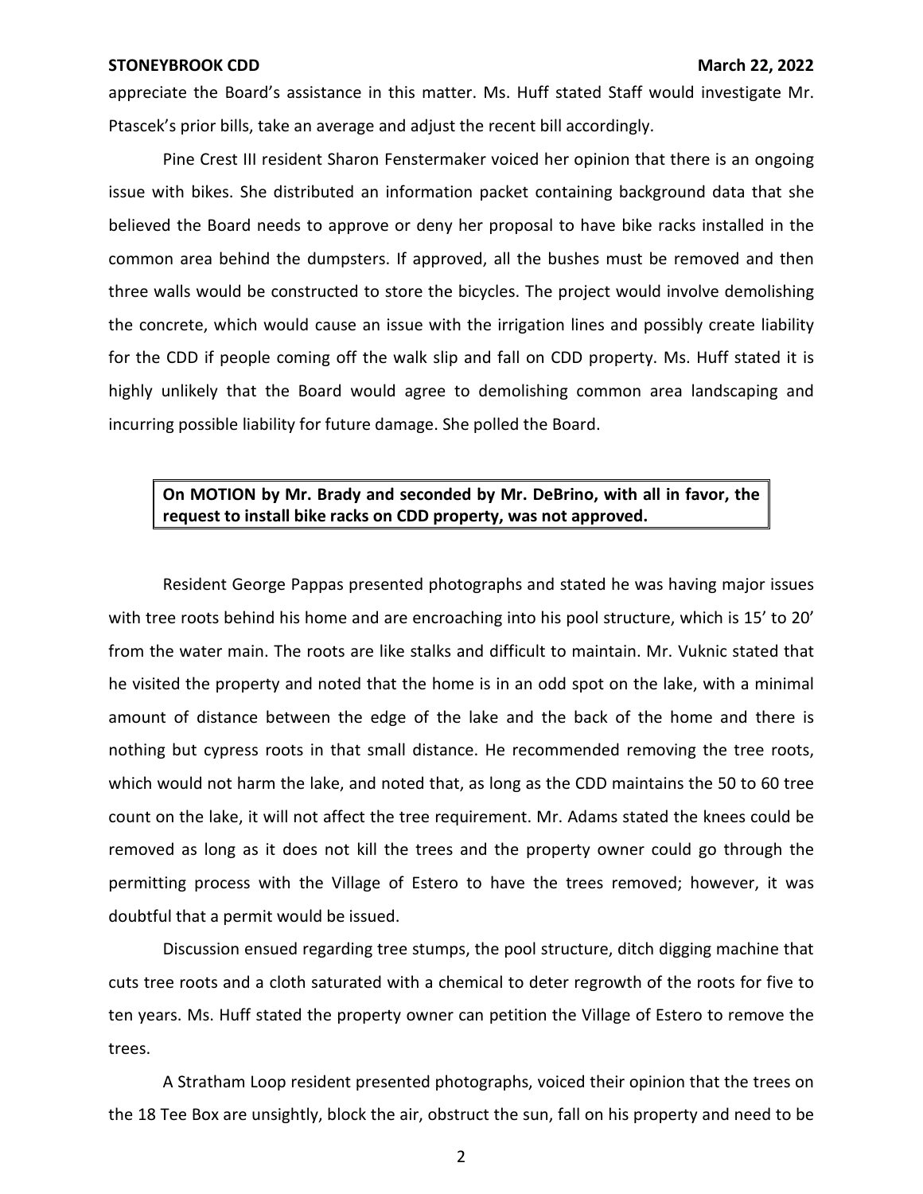appreciate the Board's assistance in this matter. Ms. Huff stated Staff would investigate Mr. Ptascek's prior bills, take an average and adjust the recent bill accordingly.

Pine Crest III resident Sharon Fenstermaker voiced her opinion that there is an ongoing issue with bikes. She distributed an information packet containing background data that she believed the Board needs to approve or deny her proposal to have bike racks installed in the common area behind the dumpsters. If approved, all the bushes must be removed and then three walls would be constructed to store the bicycles. The project would involve demolishing the concrete, which would cause an issue with the irrigation lines and possibly create liability for the CDD if people coming off the walk slip and fall on CDD property. Ms. Huff stated it is highly unlikely that the Board would agree to demolishing common area landscaping and incurring possible liability for future damage. She polled the Board.

> **On MOTION by Mr. Brady and seconded by Mr. DeBrino, with all in favor, the request to install bike racks on CDD property, was not approved.**

Resident George Pappas presented photographs and stated he was having major issues with tree roots behind his home and are encroaching into his pool structure, which is 15' to 20' from the water main. The roots are like stalks and difficult to maintain. Mr. Vuknic stated that he visited the property and noted that the home is in an odd spot on the lake, with a minimal amount of distance between the edge of the lake and the back of the home and there is nothing but cypress roots in that small distance. He recommended removing the tree roots, which would not harm the lake, and noted that, as long as the CDD maintains the 50 to 60 tree count on the lake, it will not affect the tree requirement. Mr. Adams stated the knees could be removed as long as it does not kill the trees and the property owner could go through the permitting process with the Village of Estero to have the trees removed; however, it was doubtful that a permit would be issued.

Discussion ensued regarding tree stumps, the pool structure, ditch digging machine that cuts tree roots and a cloth saturated with a chemical to deter regrowth of the roots for five to ten years. Ms. Huff stated the property owner can petition the Village of Estero to remove the trees.

A Stratham Loop resident presented photographs, voiced their opinion that the trees on the 18 Tee Box are unsightly, block the air, obstruct the sun, fall on his property and need to be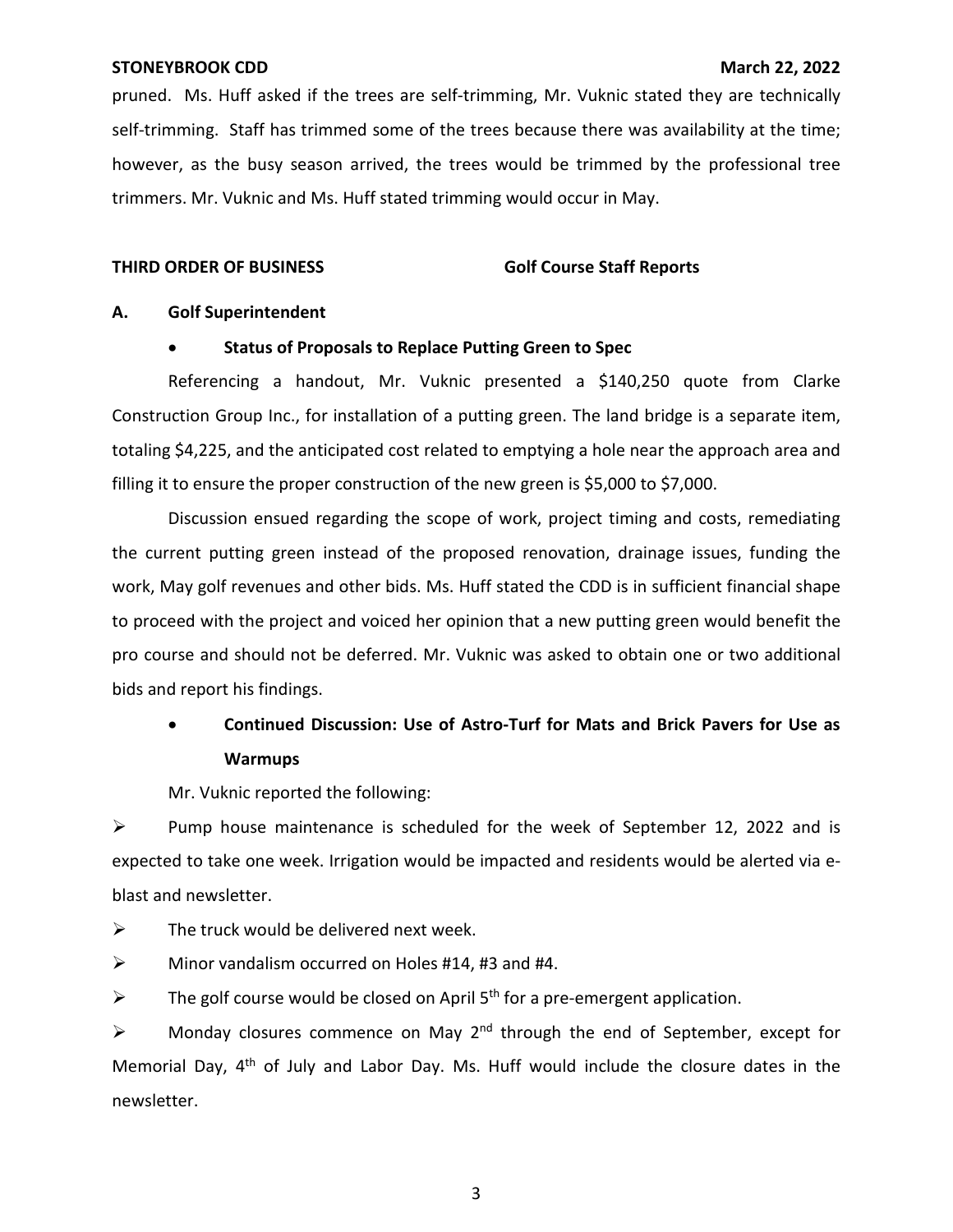pruned. Ms. Huff asked if the trees are self-trimming, Mr. Vuknic stated they are technically self-trimming. Staff has trimmed some of the trees because there was availability at the time; however, as the busy season arrived, the trees would be trimmed by the professional tree trimmers. Mr. Vuknic and Ms. Huff stated trimming would occur in May.

**THIRD ORDER OF BUSINESS** **Golf Course Staff Reports**

**A. Golf Superintendent**

- **Status of Proposals to Replace Putting Green to Spec**

Referencing a handout, Mr. Vuknic presented a $140,250 quote from Clarke Construction Group Inc., for installation of a putting green. The land bridge is a separate item, totaling $4,225, and the anticipated cost related to emptying a hole near the approach area and filling it to ensure the proper construction of the new green is $5,000 to $7,000.

Discussion ensued regarding the scope of work, project timing and costs, remediating the current putting green instead of the proposed renovation, drainage issues, funding the work, May golf revenues and other bids. Ms. Huff stated the CDD is in sufficient financial shape to proceed with the project and voiced her opinion that a new putting green would benefit the pro course and should not be deferred. Mr. Vuknic was asked to obtain one or two additional bids and report his findings.

- **Continued Discussion: Use of Astro-Turf for Mats and Brick Pavers for Use as Warmups**

Mr. Vuknic reported the following:

➢ Pump house maintenance is scheduled for the week of September 12, 2022 and is expected to take one week. Irrigation would be impacted and residents would be alerted via e-blast and newsletter.

➢ The truck would be delivered next week.

➢ Minor vandalism occurred on Holes #14, #3 and #4.

➢ The golf course would be closed on April 5th for a pre-emergent application.

➢ Monday closures commence on May 2nd through the end of September, except for Memorial Day, 4th of July and Labor Day. Ms. Huff would include the closure dates in the newsletter.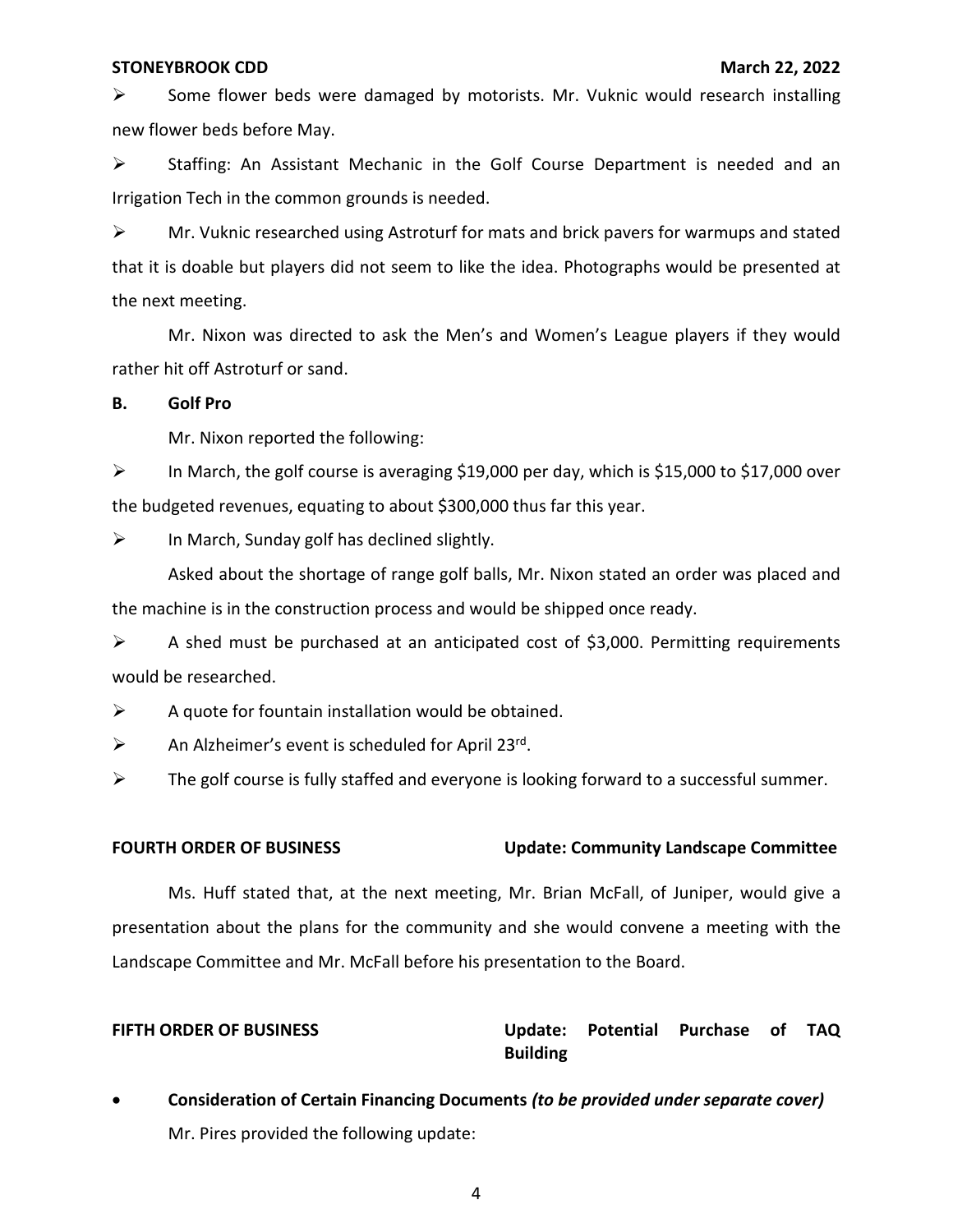- Some flower beds were damaged by motorists. Mr. Vuknic would research installing new flower beds before May.
- Staffing: An Assistant Mechanic in the Golf Course Department is needed and an Irrigation Tech in the common grounds is needed.
- Mr. Vuknic researched using Astroturf for mats and brick pavers for warmups and stated that it is doable but players did not seem to like the idea. Photographs would be presented at the next meeting.

Mr. Nixon was directed to ask the Men's and Women's League players if they would rather hit off Astroturf or sand.

**B. Golf Pro**

Mr. Nixon reported the following:

- In March, the golf course is averaging $19,000 per day, which is $15,000 to $17,000 over the budgeted revenues, equating to about $300,000 thus far this year.
- In March, Sunday golf has declined slightly.

Asked about the shortage of range golf balls, Mr. Nixon stated an order was placed and the machine is in the construction process and would be shipped once ready.

- A shed must be purchased at an anticipated cost of $3,000. Permitting requirements would be researched.
- A quote for fountain installation would be obtained.
- An Alzheimer's event is scheduled for April 23rd.
- The golf course is fully staffed and everyone is looking forward to a successful summer.

**FOURTH ORDER OF BUSINESS** **Update: Community Landscape Committee**

Ms. Huff stated that, at the next meeting, Mr. Brian McFall, of Juniper, would give a presentation about the plans for the community and she would convene a meeting with the Landscape Committee and Mr. McFall before his presentation to the Board.

**FIFTH ORDER OF BUSINESS** **Update: Potential Purchase of TAQ Building**

- **Consideration of Certain Financing Documents** ***(to be provided under separate cover)***

Mr. Pires provided the following update: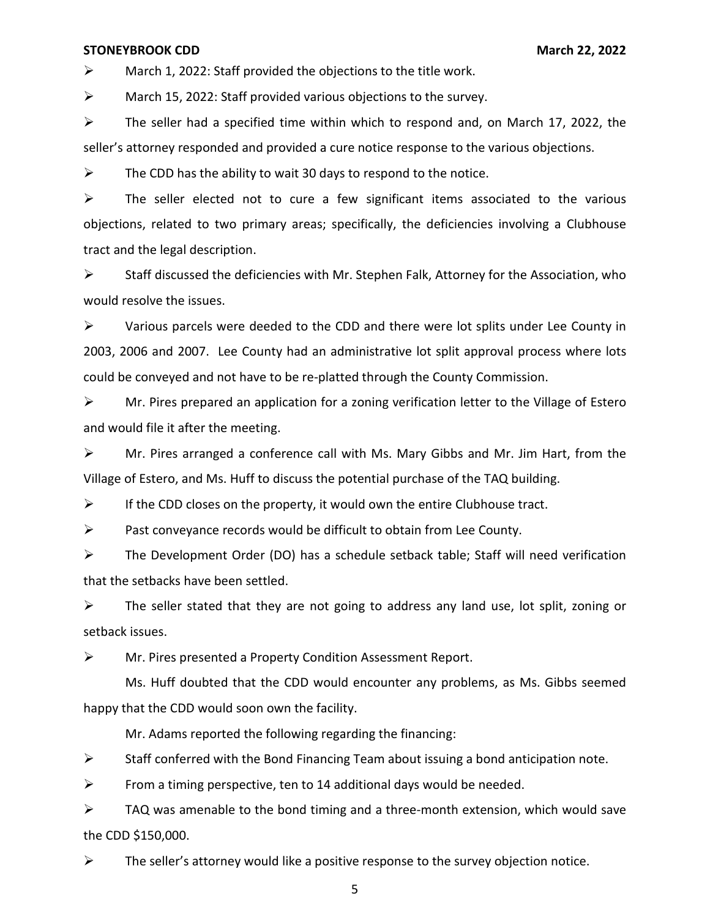- March 1, 2022: Staff provided the objections to the title work.
- March 15, 2022: Staff provided various objections to the survey.
- The seller had a specified time within which to respond and, on March 17, 2022, the seller's attorney responded and provided a cure notice response to the various objections.
- The CDD has the ability to wait 30 days to respond to the notice.
- The seller elected not to cure a few significant items associated to the various objections, related to two primary areas; specifically, the deficiencies involving a Clubhouse tract and the legal description.
- Staff discussed the deficiencies with Mr. Stephen Falk, Attorney for the Association, who would resolve the issues.
- Various parcels were deeded to the CDD and there were lot splits under Lee County in 2003, 2006 and 2007. Lee County had an administrative lot split approval process where lots could be conveyed and not have to be re-platted through the County Commission.
- Mr. Pires prepared an application for a zoning verification letter to the Village of Estero and would file it after the meeting.
- Mr. Pires arranged a conference call with Ms. Mary Gibbs and Mr. Jim Hart, from the Village of Estero, and Ms. Huff to discuss the potential purchase of the TAQ building.
- If the CDD closes on the property, it would own the entire Clubhouse tract.
- Past conveyance records would be difficult to obtain from Lee County.
- The Development Order (DO) has a schedule setback table; Staff will need verification that the setbacks have been settled.
- The seller stated that they are not going to address any land use, lot split, zoning or setback issues.
- Mr. Pires presented a Property Condition Assessment Report.

Ms. Huff doubted that the CDD would encounter any problems, as Ms. Gibbs seemed happy that the CDD would soon own the facility.

Mr. Adams reported the following regarding the financing:

- Staff conferred with the Bond Financing Team about issuing a bond anticipation note.
- From a timing perspective, ten to 14 additional days would be needed.
- TAQ was amenable to the bond timing and a three-month extension, which would save the CDD $150,000.
- The seller's attorney would like a positive response to the survey objection notice.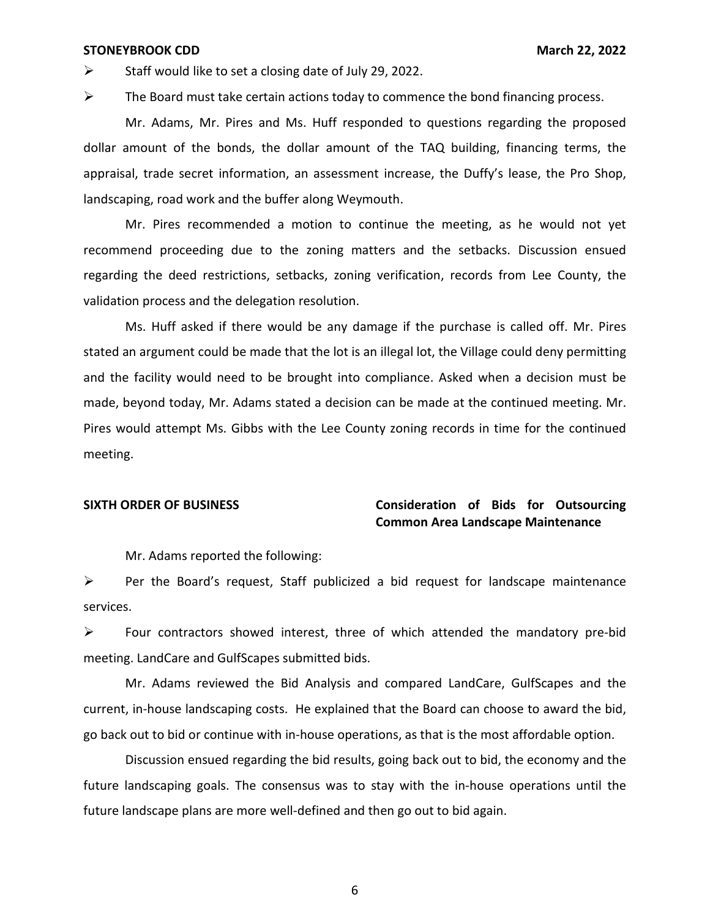- Staff would like to set a closing date of July 29, 2022.
- The Board must take certain actions today to commence the bond financing process.

Mr. Adams, Mr. Pires and Ms. Huff responded to questions regarding the proposed dollar amount of the bonds, the dollar amount of the TAQ building, financing terms, the appraisal, trade secret information, an assessment increase, the Duffy's lease, the Pro Shop, landscaping, road work and the buffer along Weymouth.

Mr. Pires recommended a motion to continue the meeting, as he would not yet recommend proceeding due to the zoning matters and the setbacks. Discussion ensued regarding the deed restrictions, setbacks, zoning verification, records from Lee County, the validation process and the delegation resolution.

Ms. Huff asked if there would be any damage if the purchase is called off. Mr. Pires stated an argument could be made that the lot is an illegal lot, the Village could deny permitting and the facility would need to be brought into compliance. Asked when a decision must be made, beyond today, Mr. Adams stated a decision can be made at the continued meeting. Mr. Pires would attempt Ms. Gibbs with the Lee County zoning records in time for the continued meeting.

**SIXTH ORDER OF BUSINESS** **Consideration of Bids for Outsourcing Common Area Landscape Maintenance**

Mr. Adams reported the following:

- Per the Board's request, Staff publicized a bid request for landscape maintenance services.
- Four contractors showed interest, three of which attended the mandatory pre-bid meeting. LandCare and GulfScapes submitted bids.

Mr. Adams reviewed the Bid Analysis and compared LandCare, GulfScapes and the current, in-house landscaping costs. He explained that the Board can choose to award the bid, go back out to bid or continue with in-house operations, as that is the most affordable option.

Discussion ensued regarding the bid results, going back out to bid, the economy and the future landscaping goals. The consensus was to stay with the in-house operations until the future landscape plans are more well-defined and then go out to bid again.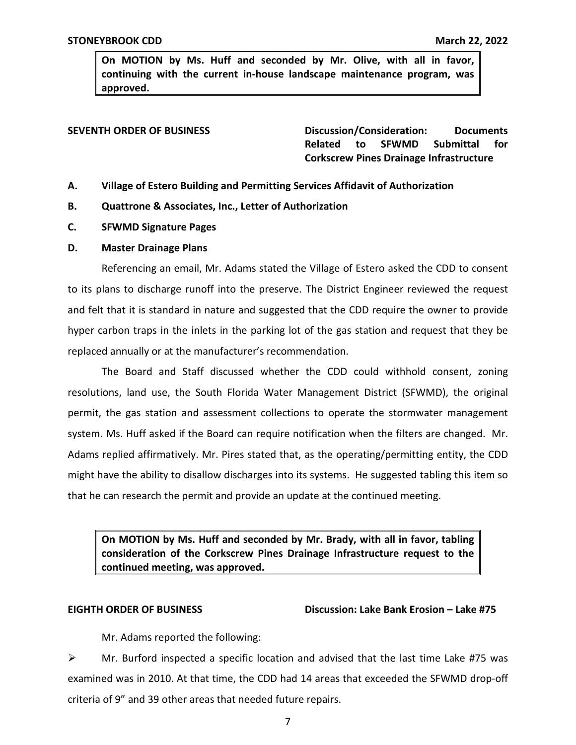**On MOTION by Ms. Huff and seconded by Mr. Olive, with all in favor, continuing with the current in-house landscape maintenance program, was approved.**

**SEVENTH ORDER OF BUSINESS** **Discussion/Consideration: Documents Related to SFWMD Submittal for Corkscrew Pines Drainage Infrastructure**

**A. Village of Estero Building and Permitting Services Affidavit of Authorization**

**B. Quattrone & Associates, Inc., Letter of Authorization**

**C. SFWMD Signature Pages**

**D. Master Drainage Plans**

Referencing an email, Mr. Adams stated the Village of Estero asked the CDD to consent to its plans to discharge runoff into the preserve. The District Engineer reviewed the request and felt that it is standard in nature and suggested that the CDD require the owner to provide hyper carbon traps in the inlets in the parking lot of the gas station and request that they be replaced annually or at the manufacturer's recommendation.

The Board and Staff discussed whether the CDD could withhold consent, zoning resolutions, land use, the South Florida Water Management District (SFWMD), the original permit, the gas station and assessment collections to operate the stormwater management system. Ms. Huff asked if the Board can require notification when the filters are changed. Mr. Adams replied affirmatively. Mr. Pires stated that, as the operating/permitting entity, the CDD might have the ability to disallow discharges into its systems. He suggested tabling this item so that he can research the permit and provide an update at the continued meeting.

**On MOTION by Ms. Huff and seconded by Mr. Brady, with all in favor, tabling consideration of the Corkscrew Pines Drainage Infrastructure request to the continued meeting, was approved.**

**EIGHTH ORDER OF BUSINESS** **Discussion: Lake Bank Erosion – Lake #75**

Mr. Adams reported the following:

- Mr. Burford inspected a specific location and advised that the last time Lake #75 was examined was in 2010. At that time, the CDD had 14 areas that exceeded the SFWMD drop-off criteria of 9" and 39 other areas that needed future repairs.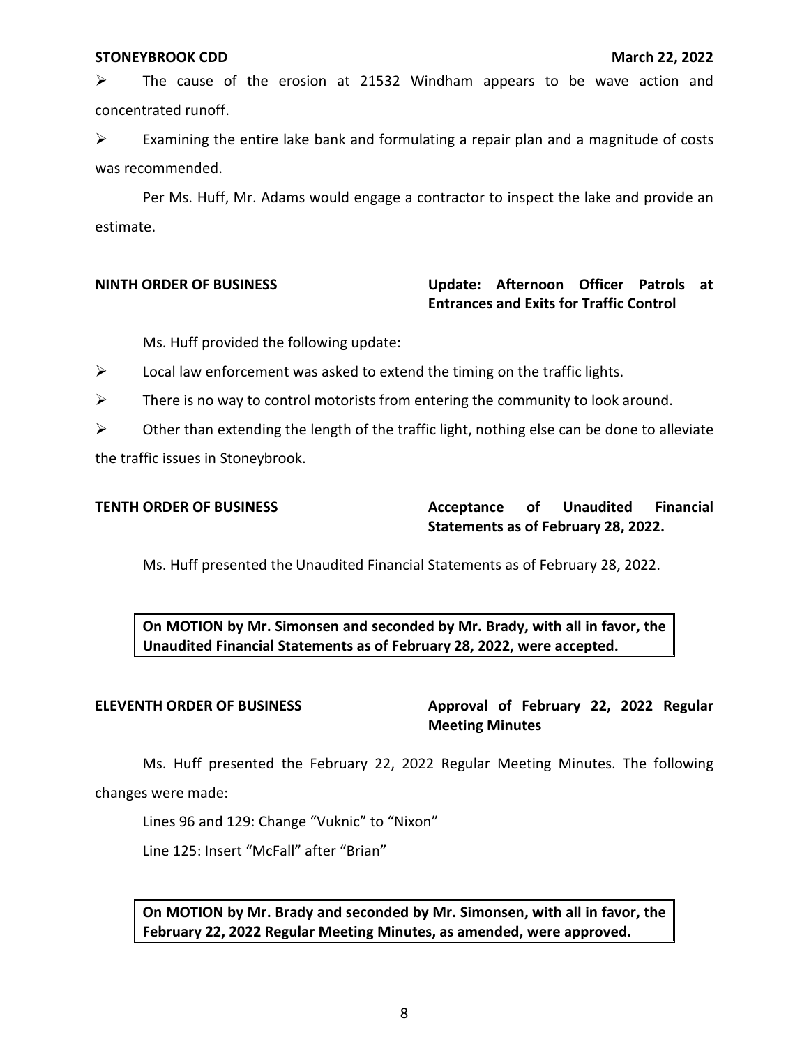- The cause of the erosion at 21532 Windham appears to be wave action and concentrated runoff.
- Examining the entire lake bank and formulating a repair plan and a magnitude of costs was recommended.

Per Ms. Huff, Mr. Adams would engage a contractor to inspect the lake and provide an estimate.

**NINTH ORDER OF BUSINESS** **Update: Afternoon Officer Patrols at Entrances and Exits for Traffic Control**

Ms. Huff provided the following update:

- Local law enforcement was asked to extend the timing on the traffic lights.
- There is no way to control motorists from entering the community to look around.
- Other than extending the length of the traffic light, nothing else can be done to alleviate the traffic issues in Stoneybrook.

**TENTH ORDER OF BUSINESS** **Acceptance of Unaudited Financial Statements as of February 28, 2022.**

Ms. Huff presented the Unaudited Financial Statements as of February 28, 2022.

**On MOTION by Mr. Simonsen and seconded by Mr. Brady, with all in favor, the Unaudited Financial Statements as of February 28, 2022, were accepted.**

**ELEVENTH ORDER OF BUSINESS** **Approval of February 22, 2022 Regular Meeting Minutes**

Ms. Huff presented the February 22, 2022 Regular Meeting Minutes. The following changes were made:

Lines 96 and 129: Change "Vuknic" to "Nixon"

Line 125: Insert "McFall" after "Brian"

**On MOTION by Mr. Brady and seconded by Mr. Simonsen, with all in favor, the February 22, 2022 Regular Meeting Minutes, as amended, were approved.**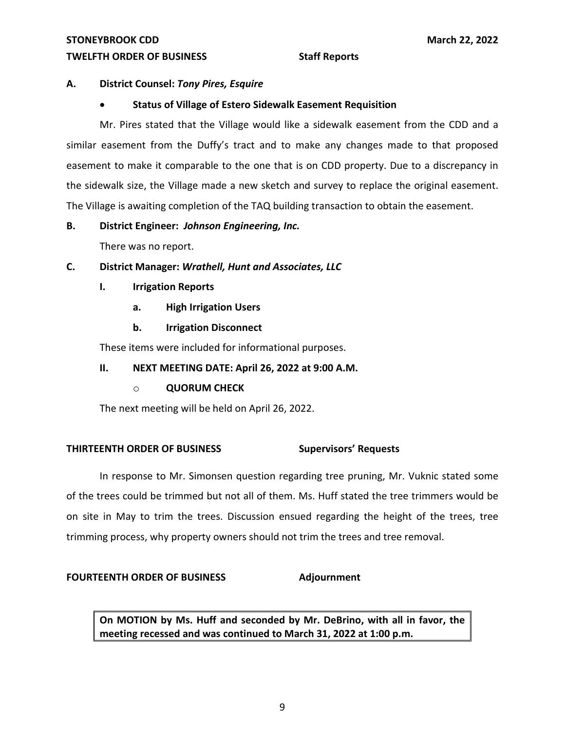**TWELFTH ORDER OF BUSINESS** **Staff Reports**

**A. District Counsel: *Tony Pires, Esquire***

- **Status of Village of Estero Sidewalk Easement Requisition**

Mr. Pires stated that the Village would like a sidewalk easement from the CDD and a similar easement from the Duffy's tract and to make any changes made to that proposed easement to make it comparable to the one that is on CDD property. Due to a discrepancy in the sidewalk size, the Village made a new sketch and survey to replace the original easement. The Village is awaiting completion of the TAQ building transaction to obtain the easement.

**B. District Engineer: *Johnson Engineering, Inc.***

There was no report.

**C. District Manager: *Wrathell, Hunt and Associates, LLC***

**I. Irrigation Reports**

**a. High Irrigation Users**

**b. Irrigation Disconnect**

These items were included for informational purposes.

**II. NEXT MEETING DATE: April 26, 2022 at 9:00 A.M.**

- **QUORUM CHECK**

The next meeting will be held on April 26, 2022.

**THIRTEENTH ORDER OF BUSINESS** **Supervisors' Requests**

In response to Mr. Simonsen question regarding tree pruning, Mr. Vuknic stated some of the trees could be trimmed but not all of them. Ms. Huff stated the tree trimmers would be on site in May to trim the trees. Discussion ensued regarding the height of the trees, tree trimming process, why property owners should not trim the trees and tree removal.

**FOURTEENTH ORDER OF BUSINESS** **Adjournment**

**On MOTION by Ms. Huff and seconded by Mr. DeBrino, with all in favor, the meeting recessed and was continued to March 31, 2022 at 1:00 p.m.**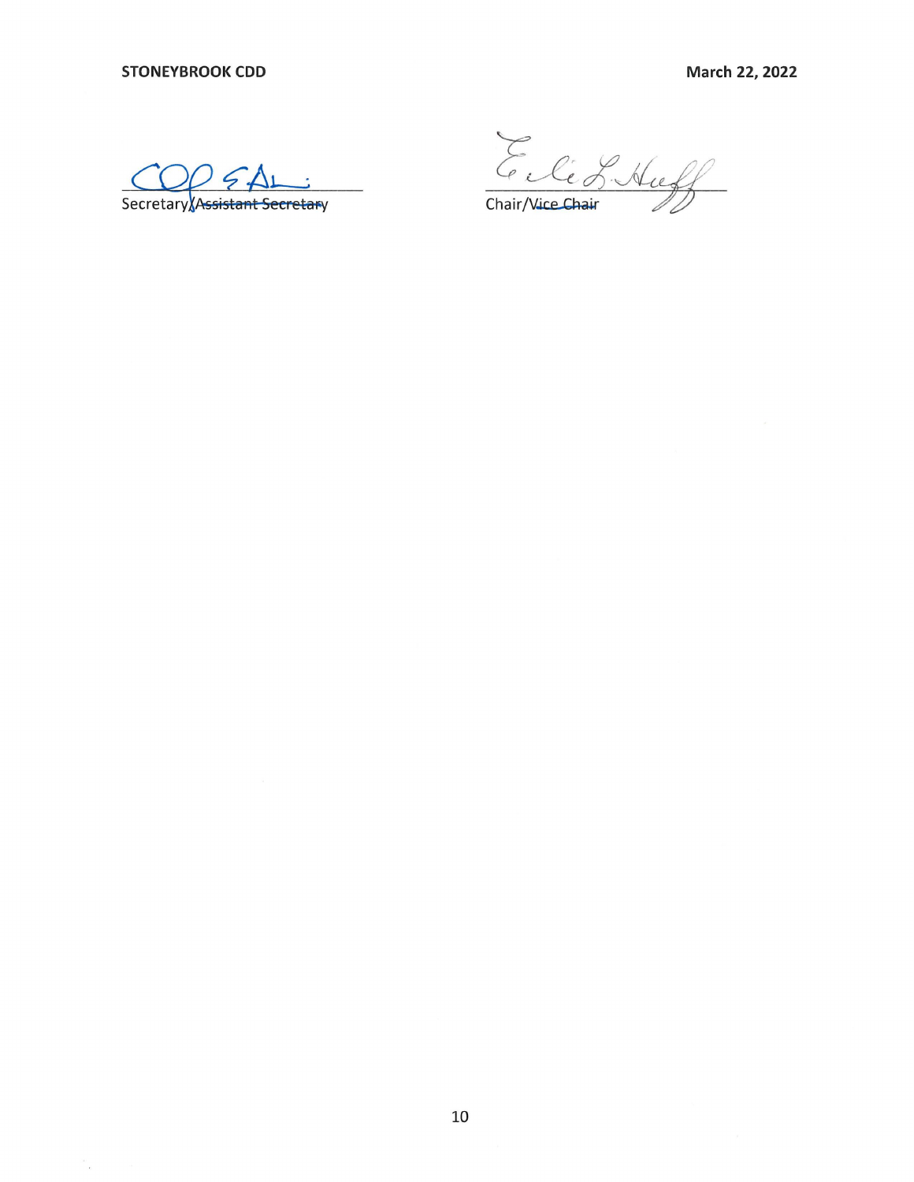Secretary/~~Assistant Secretary~~

Chair/~~Vice Chair~~